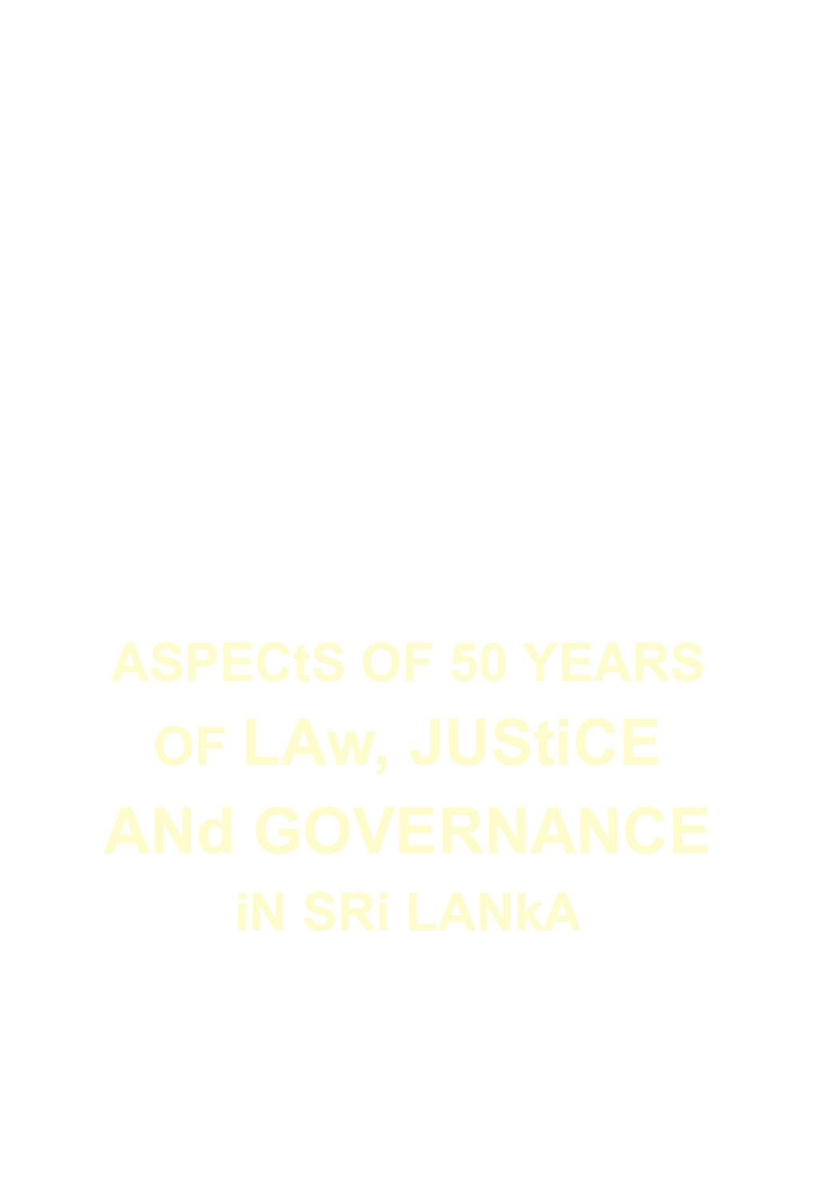# ASPECTS OF 50 YEARS OF LAW, JUSTICE AND GOVERNANCE IN SRI LANKA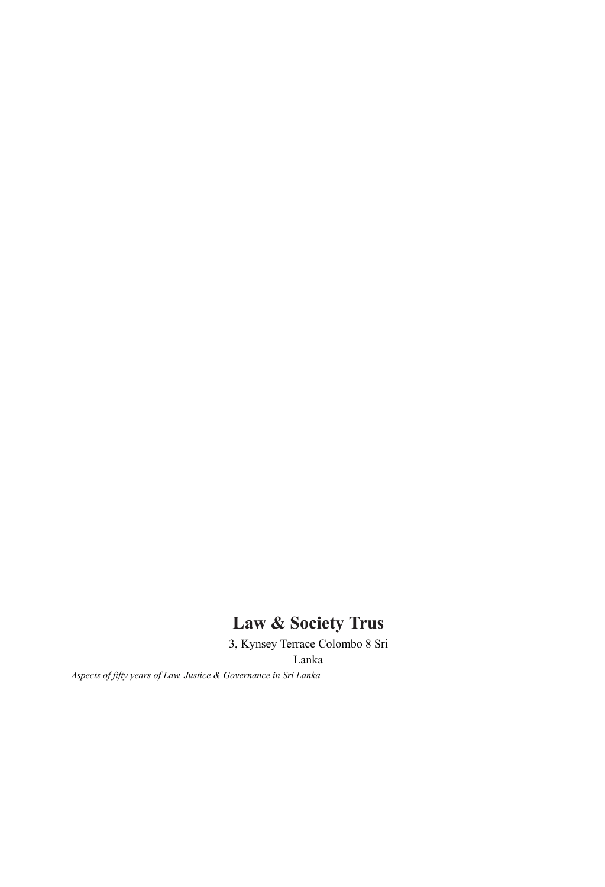# Law & Society Trus

3, Kynsey Terrace Colombo 8 Sri Lanka

*Aspects of fifty years of Law, Justice & Governance in Sri Lanka*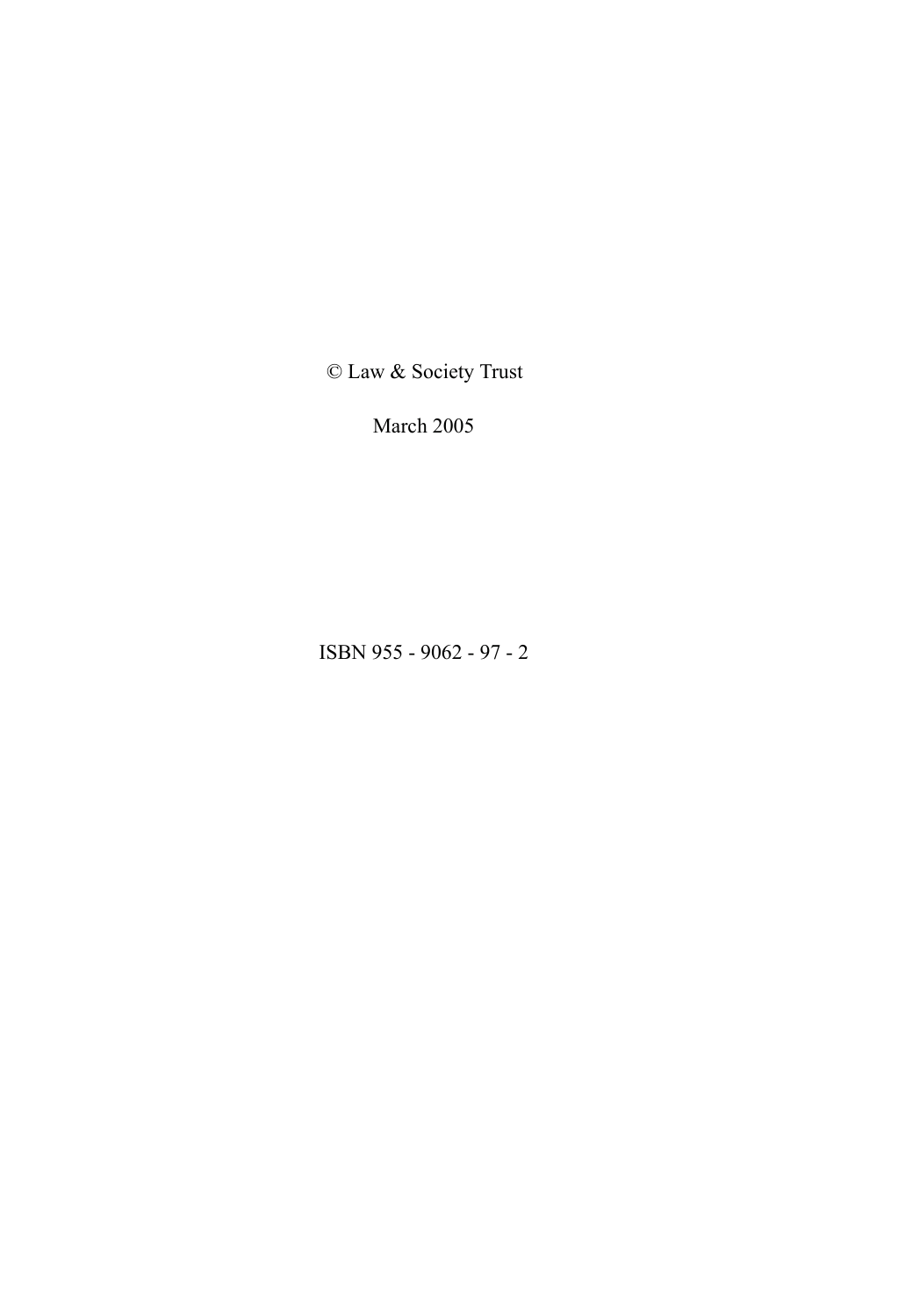© Law & Society Trust

March 2005

ISBN 955 - 9062 - 97 - 2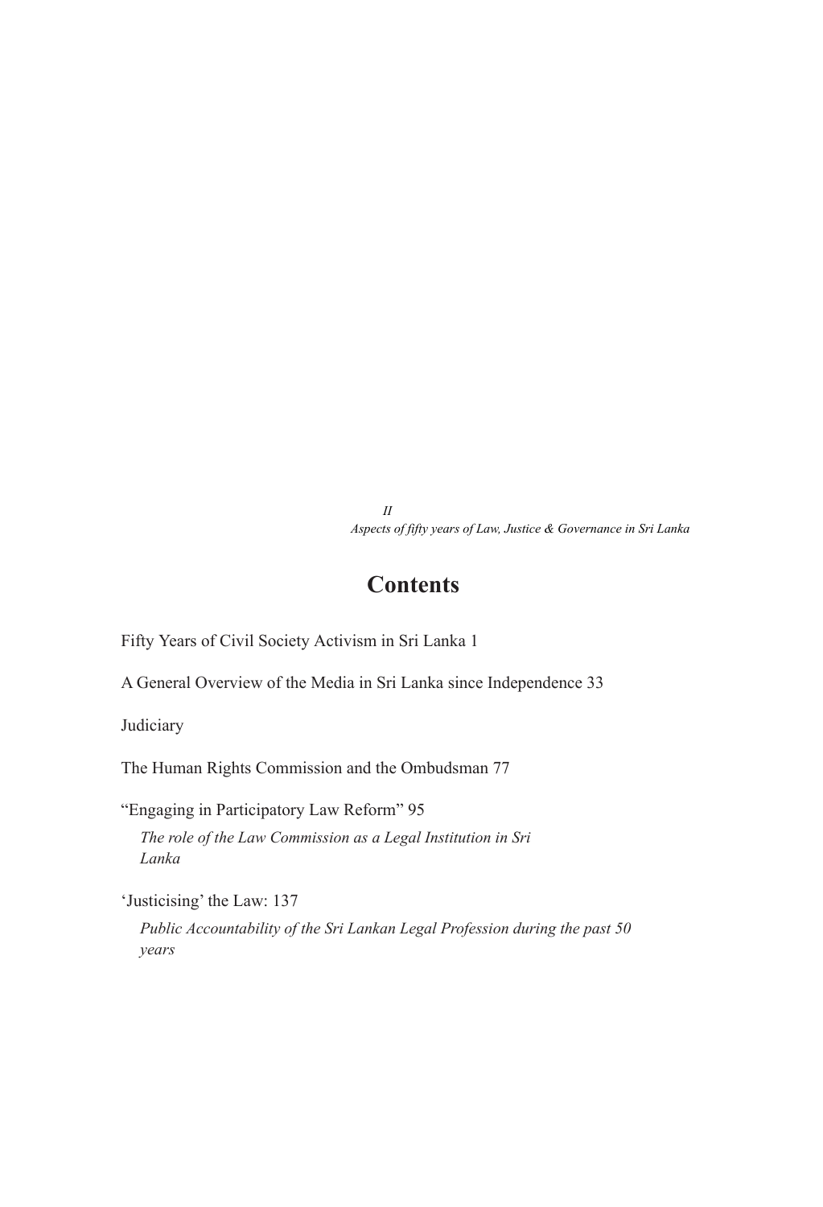*II*
*Aspects of fifty years of Law, Justice & Governance in Sri Lanka*

# Contents

Fifty Years of Civil Society Activism in Sri Lanka 1

A General Overview of the Media in Sri Lanka since Independence 33

Judiciary

The Human Rights Commission and the Ombudsman 77

"Engaging in Participatory Law Reform" 95

*The role of the Law Commission as a Legal Institution in Sri Lanka*

'Justicising' the Law: 137

*Public Accountability of the Sri Lankan Legal Profession during the past 50 years*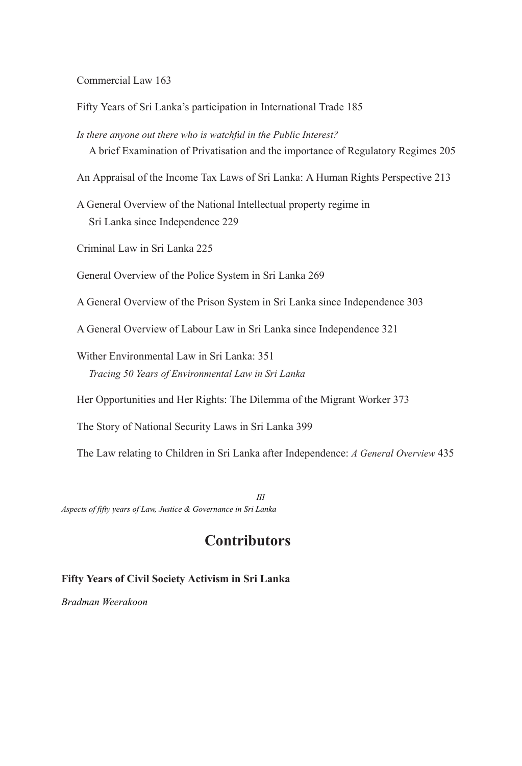Commercial Law 163

Fifty Years of Sri Lanka's participation in International Trade 185

*Is there anyone out there who is watchful in the Public Interest?*
A brief Examination of Privatisation and the importance of Regulatory Regimes 205

An Appraisal of the Income Tax Laws of Sri Lanka: A Human Rights Perspective 213

A General Overview of the National Intellectual property regime in Sri Lanka since Independence 229

Criminal Law in Sri Lanka 225

General Overview of the Police System in Sri Lanka 269

A General Overview of the Prison System in Sri Lanka since Independence 303

A General Overview of Labour Law in Sri Lanka since Independence 321

Wither Environmental Law in Sri Lanka: 351
*Tracing 50 Years of Environmental Law in Sri Lanka*

Her Opportunities and Her Rights: The Dilemma of the Migrant Worker 373

The Story of National Security Laws in Sri Lanka 399

The Law relating to Children in Sri Lanka after Independence: *A General Overview* 435

## Contributors

**Fifty Years of Civil Society Activism in Sri Lanka**

*Bradman Weerakoon*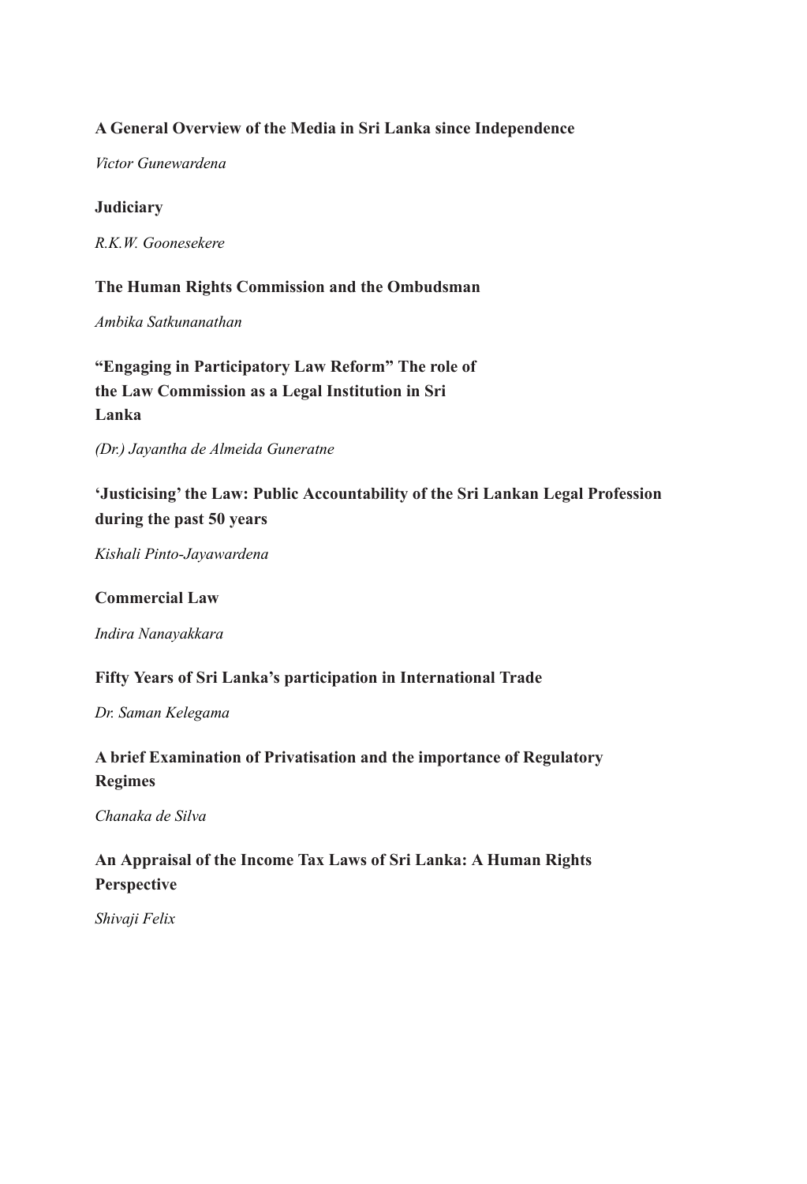**A General Overview of the Media in Sri Lanka since Independence**

*Victor Gunewardena*

**Judiciary**

*R.K.W. Goonesekere*

**The Human Rights Commission and the Ombudsman**

*Ambika Satkunanathan*

**"Engaging in Participatory Law Reform" The role of the Law Commission as a Legal Institution in Sri Lanka**

*(Dr.) Jayantha de Almeida Guneratne*

**'Justicising' the Law: Public Accountability of the Sri Lankan Legal Profession during the past 50 years**

*Kishali Pinto-Jayawardena*

**Commercial Law**

*Indira Nanayakkara*

**Fifty Years of Sri Lanka's participation in International Trade**

*Dr. Saman Kelegama*

**A brief Examination of Privatisation and the importance of Regulatory Regimes**

*Chanaka de Silva*

**An Appraisal of the Income Tax Laws of Sri Lanka: A Human Rights Perspective**

*Shivaji Felix*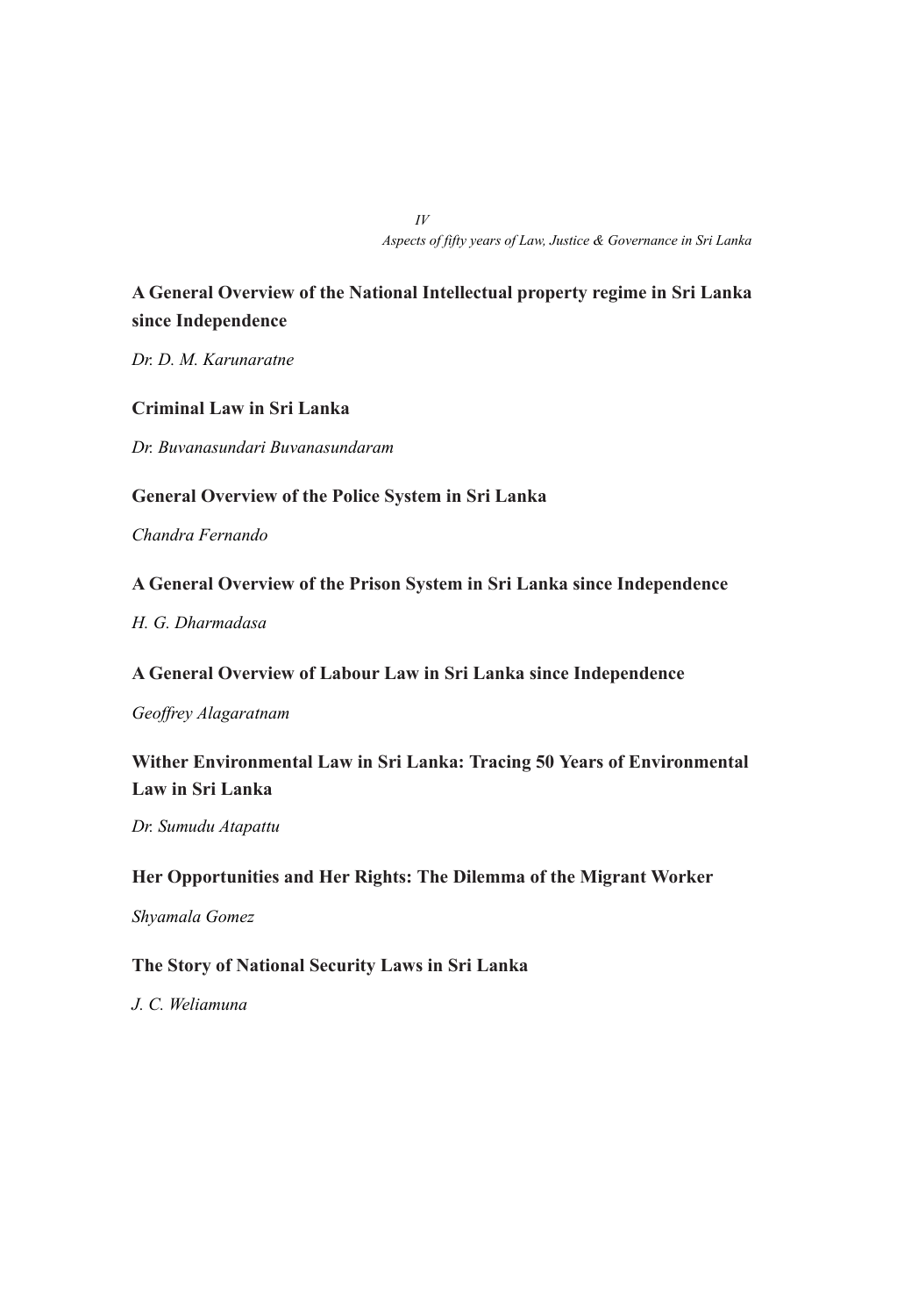**A General Overview of the National Intellectual property regime in Sri Lanka since Independence**

*Dr. D. M. Karunaratne*

**Criminal Law in Sri Lanka**

*Dr. Buvanasundari Buvanasundaram*

**General Overview of the Police System in Sri Lanka**

*Chandra Fernando*

**A General Overview of the Prison System in Sri Lanka since Independence**

*H. G. Dharmadasa*

**A General Overview of Labour Law in Sri Lanka since Independence**

*Geoffrey Alagaratnam*

**Wither Environmental Law in Sri Lanka: Tracing 50 Years of Environmental Law in Sri Lanka**

*Dr. Sumudu Atapattu*

**Her Opportunities and Her Rights: The Dilemma of the Migrant Worker**

*Shyamala Gomez*

**The Story of National Security Laws in Sri Lanka**

*J. C. Weliamuna*